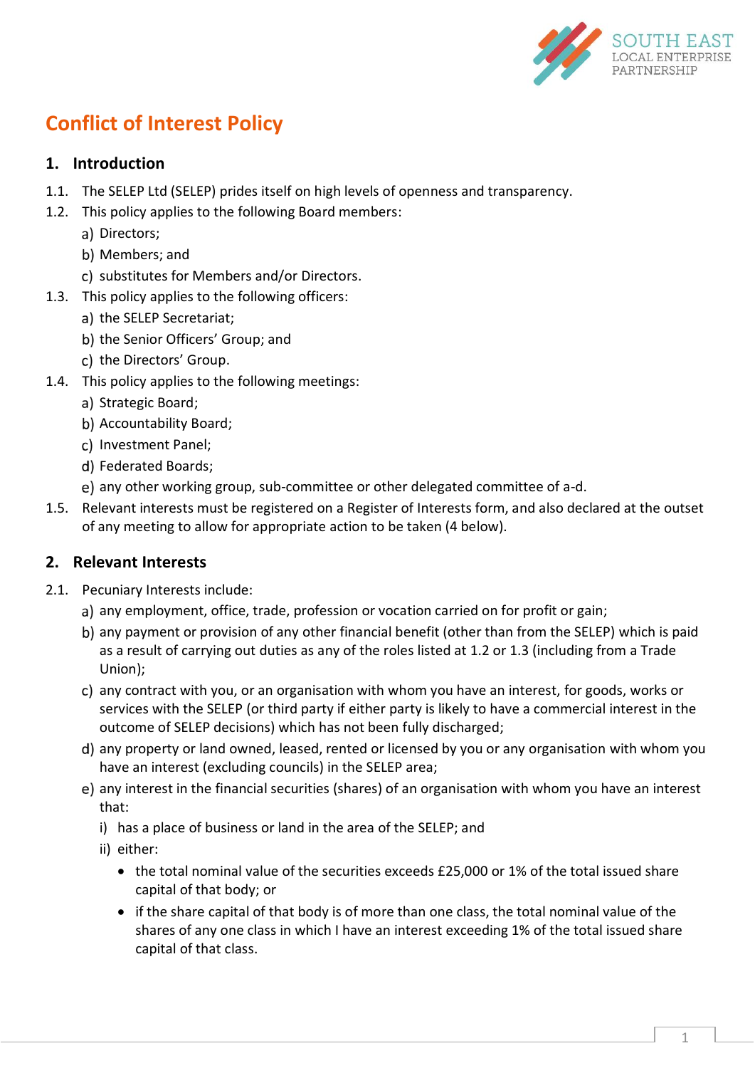# Conflict of Interest Policy

## 1. Introduction

1.1. The SELEP Ltd (SELEP) prides itself on high levels of openness and transparency.

1.2. This policy applies to the following Board members:

- a) Directors;
- b) Members; and
- c) substitutes for Members and/or Directors.

1.3. This policy applies to the following officers:

- a) the SELEP Secretariat;
- b) the Senior Officers' Group; and
- c) the Directors' Group.

1.4. This policy applies to the following meetings:

- a) Strategic Board;
- b) Accountability Board;
- c) Investment Panel;
- d) Federated Boards;
- e) any other working group, sub-committee or other delegated committee of a-d.

1.5. Relevant interests must be registered on a Register of Interests form, and also declared at the outset of any meeting to allow for appropriate action to be taken (4 below).

## 2. Relevant Interests

2.1. Pecuniary Interests include:

- a) any employment, office, trade, profession or vocation carried on for profit or gain;
- b) any payment or provision of any other financial benefit (other than from the SELEP) which is paid as a result of carrying out duties as any of the roles listed at 1.2 or 1.3 (including from a Trade Union);
- c) any contract with you, or an organisation with whom you have an interest, for goods, works or services with the SELEP (or third party if either party is likely to have a commercial interest in the outcome of SELEP decisions) which has not been fully discharged;
- d) any property or land owned, leased, rented or licensed by you or any organisation with whom you have an interest (excluding councils) in the SELEP area;
- e) any interest in the financial securities (shares) of an organisation with whom you have an interest that:
  - i) has a place of business or land in the area of the SELEP; and
  - ii) either:
    - the total nominal value of the securities exceeds £25,000 or 1% of the total issued share capital of that body; or
    - if the share capital of that body is of more than one class, the total nominal value of the shares of any one class in which I have an interest exceeding 1% of the total issued share capital of that class.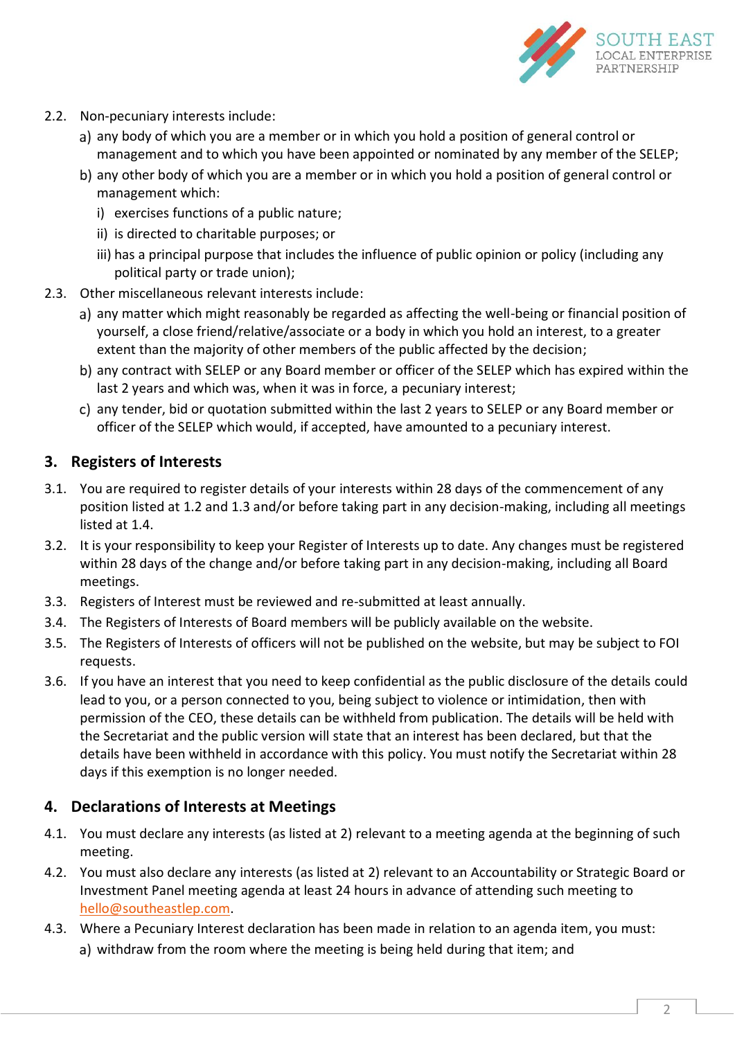2.2. Non-pecuniary interests include:

a) any body of which you are a member or in which you hold a position of general control or management and to which you have been appointed or nominated by any member of the SELEP;

b) any other body of which you are a member or in which you hold a position of general control or management which:

i) exercises functions of a public nature;

ii) is directed to charitable purposes; or

iii) has a principal purpose that includes the influence of public opinion or policy (including any political party or trade union);

2.3. Other miscellaneous relevant interests include:

a) any matter which might reasonably be regarded as affecting the well-being or financial position of yourself, a close friend/relative/associate or a body in which you hold an interest, to a greater extent than the majority of other members of the public affected by the decision;

b) any contract with SELEP or any Board member or officer of the SELEP which has expired within the last 2 years and which was, when it was in force, a pecuniary interest;

c) any tender, bid or quotation submitted within the last 2 years to SELEP or any Board member or officer of the SELEP which would, if accepted, have amounted to a pecuniary interest.

## 3. Registers of Interests

3.1. You are required to register details of your interests within 28 days of the commencement of any position listed at 1.2 and 1.3 and/or before taking part in any decision-making, including all meetings listed at 1.4.

3.2. It is your responsibility to keep your Register of Interests up to date. Any changes must be registered within 28 days of the change and/or before taking part in any decision-making, including all Board meetings.

3.3. Registers of Interest must be reviewed and re-submitted at least annually.

3.4. The Registers of Interests of Board members will be publicly available on the website.

3.5. The Registers of Interests of officers will not be published on the website, but may be subject to FOI requests.

3.6. If you have an interest that you need to keep confidential as the public disclosure of the details could lead to you, or a person connected to you, being subject to violence or intimidation, then with permission of the CEO, these details can be withheld from publication. The details will be held with the Secretariat and the public version will state that an interest has been declared, but that the details have been withheld in accordance with this policy. You must notify the Secretariat within 28 days if this exemption is no longer needed.

## 4. Declarations of Interests at Meetings

4.1. You must declare any interests (as listed at 2) relevant to a meeting agenda at the beginning of such meeting.

4.2. You must also declare any interests (as listed at 2) relevant to an Accountability or Strategic Board or Investment Panel meeting agenda at least 24 hours in advance of attending such meeting to hello@southeastlep.com.

4.3. Where a Pecuniary Interest declaration has been made in relation to an agenda item, you must:

a) withdraw from the room where the meeting is being held during that item; and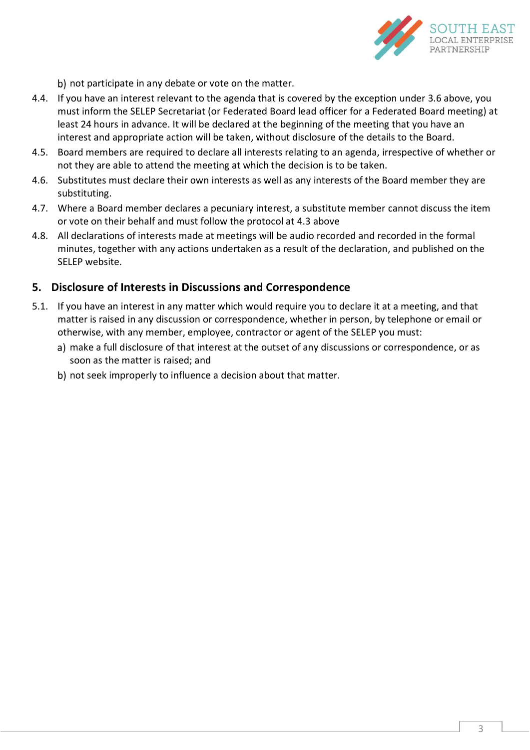b) not participate in any debate or vote on the matter.

4.4. If you have an interest relevant to the agenda that is covered by the exception under 3.6 above, you must inform the SELEP Secretariat (or Federated Board lead officer for a Federated Board meeting) at least 24 hours in advance. It will be declared at the beginning of the meeting that you have an interest and appropriate action will be taken, without disclosure of the details to the Board.

4.5. Board members are required to declare all interests relating to an agenda, irrespective of whether or not they are able to attend the meeting at which the decision is to be taken.

4.6. Substitutes must declare their own interests as well as any interests of the Board member they are substituting.

4.7. Where a Board member declares a pecuniary interest, a substitute member cannot discuss the item or vote on their behalf and must follow the protocol at 4.3 above

4.8. All declarations of interests made at meetings will be audio recorded and recorded in the formal minutes, together with any actions undertaken as a result of the declaration, and published on the SELEP website.

## 5. Disclosure of Interests in Discussions and Correspondence

5.1. If you have an interest in any matter which would require you to declare it at a meeting, and that matter is raised in any discussion or correspondence, whether in person, by telephone or email or otherwise, with any member, employee, contractor or agent of the SELEP you must:

a) make a full disclosure of that interest at the outset of any discussions or correspondence, or as soon as the matter is raised; and

b) not seek improperly to influence a decision about that matter.